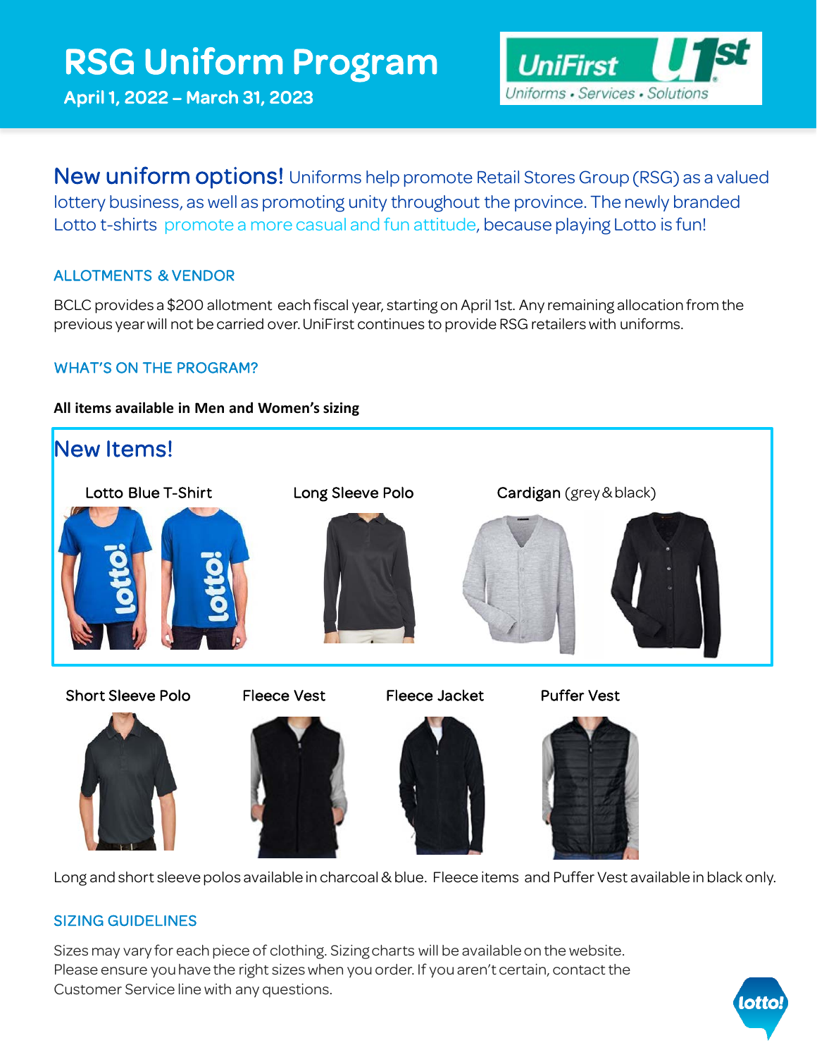# RSG Uniform Program

**April 1, 2022 – March 31, 2023**

UniFirst — Uniforms • Services • Solutions

**New uniform options!** Uniforms help promote Retail Stores Group (RSG) as a valued lottery business, as well as promoting unity throughout the province. The newly branded Lotto t-shirts promote a more casual and fun attitude, because playing Lotto is fun!

## ALLOTMENTS & VENDOR

BCLC provides a $200 allotment each fiscal year, starting on April 1st. Any remaining allocation from the previous year will not be carried over. UniFirst continues to provide RSG retailers with uniforms.

## WHAT'S ON THE PROGRAM?

**All items available in Men and Women's sizing**

### New Items!

- Lotto Blue T-Shirt
- Long Sleeve Polo
- Cardigan (grey & black)

- Short Sleeve Polo
- Fleece Vest
- Fleece Jacket
- Puffer Vest

Long and short sleeve polos available in charcoal & blue. Fleece items and Puffer Vest available in black only.

## SIZING GUIDELINES

Sizes may vary for each piece of clothing. Sizing charts will be available on the website. Please ensure you have the right sizes when you order. If you aren't certain, contact the Customer Service line with any questions.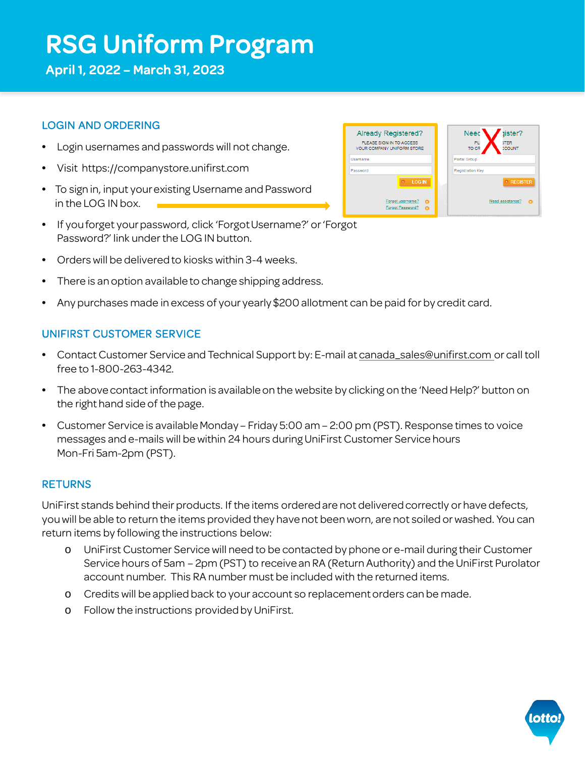# RSG Uniform Program

April 1, 2022 – March 31, 2023

## LOGIN AND ORDERING

- Login usernames and passwords will not change.
- Visit https://companystore.unifirst.com
- To sign in, input your existing Username and Password in the LOG IN box.
- If you forget your password, click 'Forgot Username?' or 'Forgot Password?' link under the LOG IN button.
- Orders will be delivered to kiosks within 3-4 weeks.
- There is an option available to change shipping address.
- Any purchases made in excess of your yearly $200 allotment can be paid for by credit card.

## UNIFIRST CUSTOMER SERVICE

- Contact Customer Service and Technical Support by: E-mail at canada_sales@unifirst.com or call toll free to 1-800-263-4342.
- The above contact information is available on the website by clicking on the 'Need Help?' button on the right hand side of the page.
- Customer Service is available Monday – Friday 5:00 am – 2:00 pm (PST). Response times to voice messages and e-mails will be within 24 hours during UniFirst Customer Service hours Mon-Fri 5am-2pm (PST).

## RETURNS

UniFirst stands behind their products. If the items ordered are not delivered correctly or have defects, you will be able to return the items provided they have not been worn, are not soiled or washed. You can return items by following the instructions below:

- UniFirst Customer Service will need to be contacted by phone or e-mail during their Customer Service hours of 5am – 2pm (PST) to receive an RA (Return Authority) and the UniFirst Purolator account number. This RA number must be included with the returned items.
- Credits will be applied back to your account so replacement orders can be made.
- Follow the instructions provided by UniFirst.